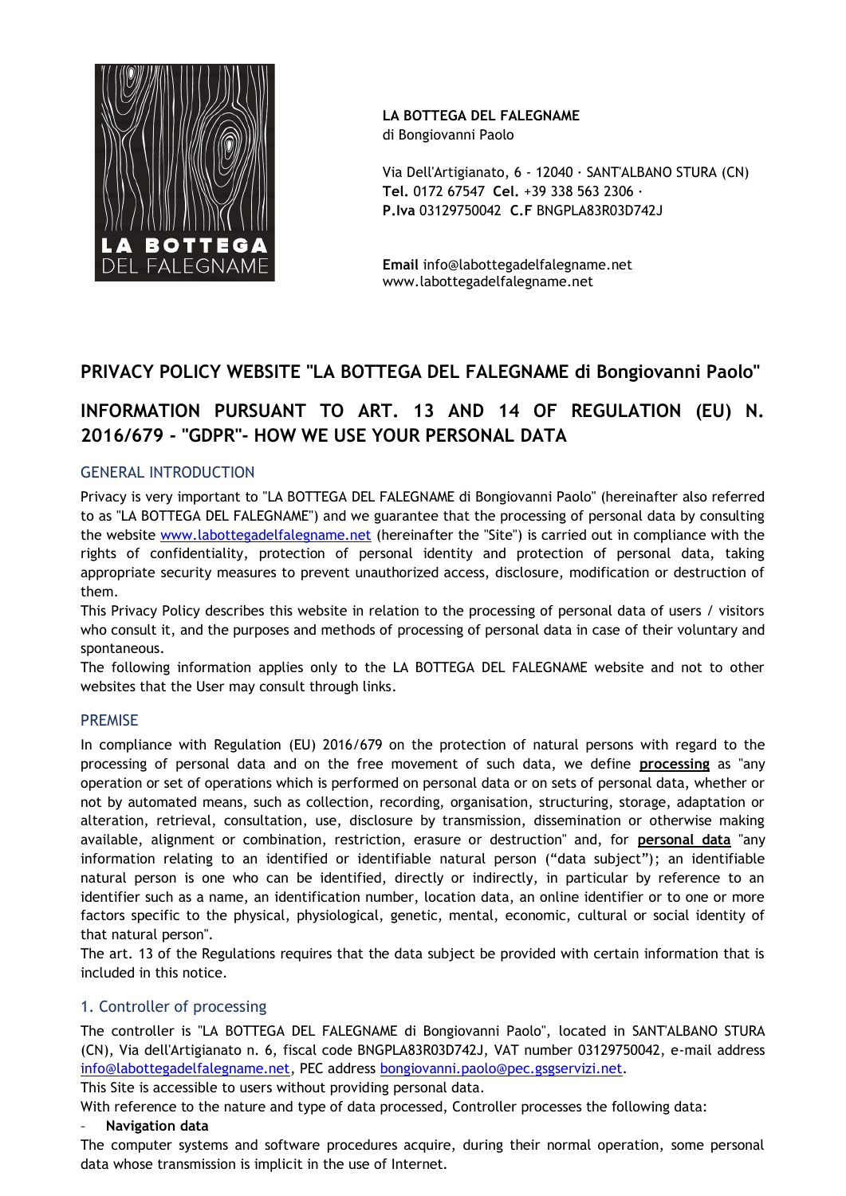**LA BOTTEGA DEL FALEGNAME**
di Bongiovanni Paolo

Via Dell'Artigianato, 6 - 12040 · SANT'ALBANO STURA (CN)
**Tel.** 0172 67547 **Cel.** +39 338 563 2306 ·
**P.Iva** 03129750042 **C.F** BNGPLA83R03D742J

**Email** info@labottegadelfalegname.net
www.labottegadelfalegname.net

# PRIVACY POLICY WEBSITE "LA BOTTEGA DEL FALEGNAME di Bongiovanni Paolo"

# INFORMATION PURSUANT TO ART. 13 AND 14 OF REGULATION (EU) N. 2016/679 - "GDPR"- HOW WE USE YOUR PERSONAL DATA

## GENERAL INTRODUCTION

Privacy is very important to "LA BOTTEGA DEL FALEGNAME di Bongiovanni Paolo" (hereinafter also referred to as "LA BOTTEGA DEL FALEGNAME") and we guarantee that the processing of personal data by consulting the website [www.labottegadelfalegname.net](http://www.labottegadelfalegname.net) (hereinafter the "Site") is carried out in compliance with the rights of confidentiality, protection of personal identity and protection of personal data, taking appropriate security measures to prevent unauthorized access, disclosure, modification or destruction of them.
This Privacy Policy describes this website in relation to the processing of personal data of users / visitors who consult it, and the purposes and methods of processing of personal data in case of their voluntary and spontaneous.
The following information applies only to the LA BOTTEGA DEL FALEGNAME website and not to other websites that the User may consult through links.

## PREMISE

In compliance with Regulation (EU) 2016/679 on the protection of natural persons with regard to the processing of personal data and on the free movement of such data, we define **processing** as "any operation or set of operations which is performed on personal data or on sets of personal data, whether or not by automated means, such as collection, recording, organisation, structuring, storage, adaptation or alteration, retrieval, consultation, use, disclosure by transmission, dissemination or otherwise making available, alignment or combination, restriction, erasure or destruction" and, for **personal data** "any information relating to an identified or identifiable natural person ("data subject"); an identifiable natural person is one who can be identified, directly or indirectly, in particular by reference to an identifier such as a name, an identification number, location data, an online identifier or to one or more factors specific to the physical, physiological, genetic, mental, economic, cultural or social identity of that natural person".
The art. 13 of the Regulations requires that the data subject be provided with certain information that is included in this notice.

## 1. Controller of processing

The controller is "LA BOTTEGA DEL FALEGNAME di Bongiovanni Paolo", located in SANT'ALBANO STURA (CN), Via dell'Artigianato n. 6, fiscal code BNGPLA83R03D742J, VAT number 03129750042, e-mail address [info@labottegadelfalegname.net](mailto:info@labottegadelfalegname.net), PEC address [bongiovanni.paolo@pec.gsgservizi.net](mailto:bongiovanni.paolo@pec.gsgservizi.net).
This Site is accessible to users without providing personal data.
With reference to the nature and type of data processed, Controller processes the following data:

- **Navigation data**

The computer systems and software procedures acquire, during their normal operation, some personal data whose transmission is implicit in the use of Internet.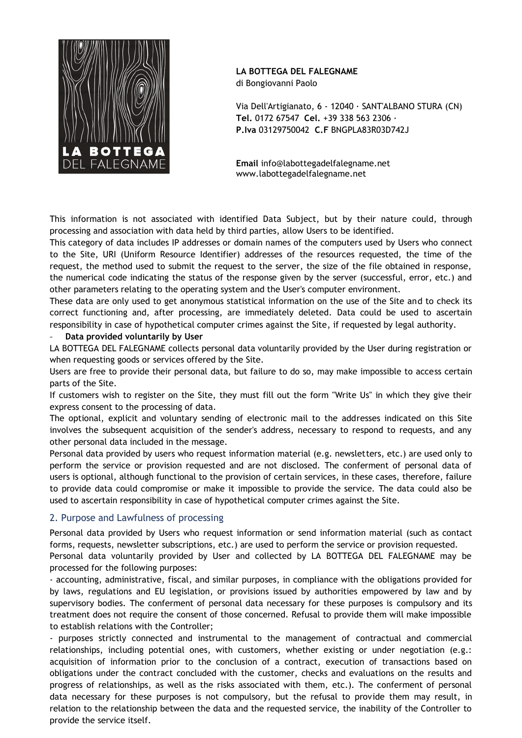**LA BOTTEGA DEL FALEGNAME**
di Bongiovanni Paolo

Via Dell'Artigianato, 6 - 12040 · SANT'ALBANO STURA (CN)
**Tel.** 0172 67547 **Cel.** +39 338 563 2306 ·
**P.Iva** 03129750042 **C.F** BNGPLA83R03D742J

**Email** info@labottegadelfalegname.net
www.labottegadelfalegname.net

This information is not associated with identified Data Subject, but by their nature could, through processing and association with data held by third parties, allow Users to be identified.
This category of data includes IP addresses or domain names of the computers used by Users who connect to the Site, URI (Uniform Resource Identifier) addresses of the resources requested, the time of the request, the method used to submit the request to the server, the size of the file obtained in response, the numerical code indicating the status of the response given by the server (successful, error, etc.) and other parameters relating to the operating system and the User's computer environment.
These data are only used to get anonymous statistical information on the use of the Site and to check its correct functioning and, after processing, are immediately deleted. Data could be used to ascertain responsibility in case of hypothetical computer crimes against the Site, if requested by legal authority.

- **Data provided voluntarily by User**

LA BOTTEGA DEL FALEGNAME collects personal data voluntarily provided by the User during registration or when requesting goods or services offered by the Site.
Users are free to provide their personal data, but failure to do so, may make impossible to access certain parts of the Site.
If customers wish to register on the Site, they must fill out the form "Write Us" in which they give their express consent to the processing of data.
The optional, explicit and voluntary sending of electronic mail to the addresses indicated on this Site involves the subsequent acquisition of the sender's address, necessary to respond to requests, and any other personal data included in the message.
Personal data provided by users who request information material (e.g. newsletters, etc.) are used only to perform the service or provision requested and are not disclosed. The conferment of personal data of users is optional, although functional to the provision of certain services, in these cases, therefore, failure to provide data could compromise or make it impossible to provide the service. The data could also be used to ascertain responsibility in case of hypothetical computer crimes against the Site.

## 2. Purpose and Lawfulness of processing

Personal data provided by Users who request information or send information material (such as contact forms, requests, newsletter subscriptions, etc.) are used to perform the service or provision requested.
Personal data voluntarily provided by User and collected by LA BOTTEGA DEL FALEGNAME may be processed for the following purposes:

- accounting, administrative, fiscal, and similar purposes, in compliance with the obligations provided for by laws, regulations and EU legislation, or provisions issued by authorities empowered by law and by supervisory bodies. The conferment of personal data necessary for these purposes is compulsory and its treatment does not require the consent of those concerned. Refusal to provide them will make impossible to establish relations with the Controller;
- purposes strictly connected and instrumental to the management of contractual and commercial relationships, including potential ones, with customers, whether existing or under negotiation (e.g.: acquisition of information prior to the conclusion of a contract, execution of transactions based on obligations under the contract concluded with the customer, checks and evaluations on the results and progress of relationships, as well as the risks associated with them, etc.). The conferment of personal data necessary for these purposes is not compulsory, but the refusal to provide them may result, in relation to the relationship between the data and the requested service, the inability of the Controller to provide the service itself.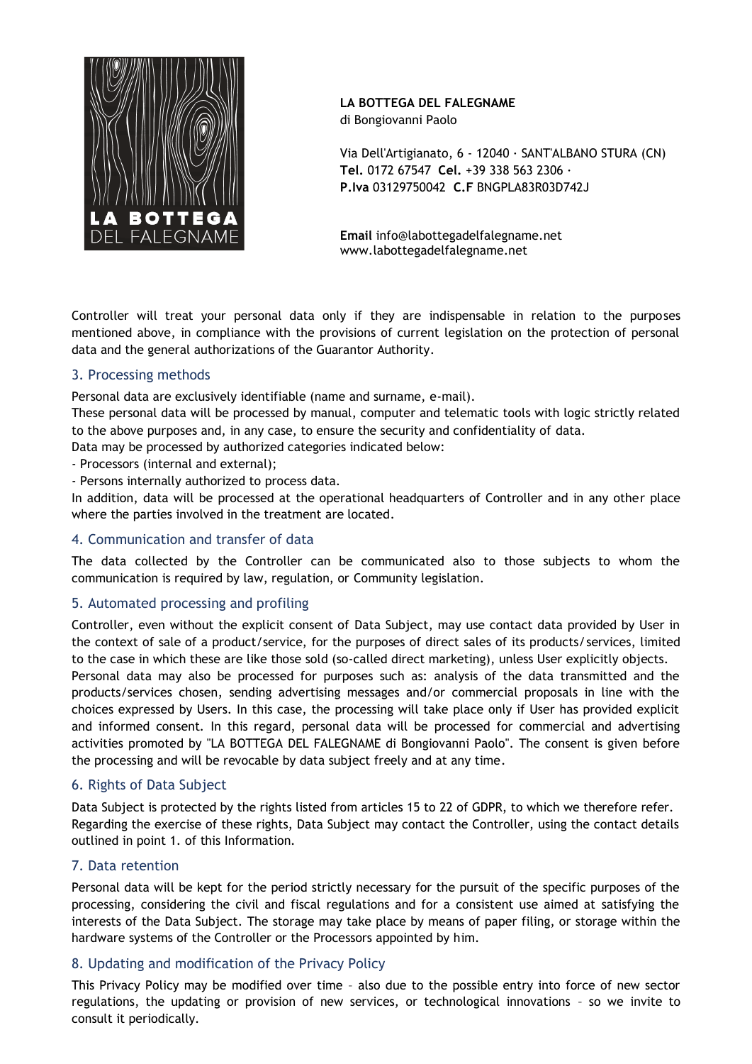**LA BOTTEGA DEL FALEGNAME**
di Bongiovanni Paolo

Via Dell'Artigianato, 6 - 12040 · SANT'ALBANO STURA (CN)
**Tel.** 0172 67547 **Cel.** +39 338 563 2306 ·
**P.Iva** 03129750042 **C.F** BNGPLA83R03D742J

**Email** info@labottegadelfalegname.net
www.labottegadelfalegname.net

Controller will treat your personal data only if they are indispensable in relation to the purposes mentioned above, in compliance with the provisions of current legislation on the protection of personal data and the general authorizations of the Guarantor Authority.

## 3. Processing methods

Personal data are exclusively identifiable (name and surname, e-mail).
These personal data will be processed by manual, computer and telematic tools with logic strictly related to the above purposes and, in any case, to ensure the security and confidentiality of data.
Data may be processed by authorized categories indicated below:

- Processors (internal and external);
- Persons internally authorized to process data.

In addition, data will be processed at the operational headquarters of Controller and in any other place where the parties involved in the treatment are located.

## 4. Communication and transfer of data

The data collected by the Controller can be communicated also to those subjects to whom the communication is required by law, regulation, or Community legislation.

## 5. Automated processing and profiling

Controller, even without the explicit consent of Data Subject, may use contact data provided by User in the context of sale of a product/service, for the purposes of direct sales of its products/services, limited to the case in which these are like those sold (so-called direct marketing), unless User explicitly objects.
Personal data may also be processed for purposes such as: analysis of the data transmitted and the products/services chosen, sending advertising messages and/or commercial proposals in line with the choices expressed by Users. In this case, the processing will take place only if User has provided explicit and informed consent. In this regard, personal data will be processed for commercial and advertising activities promoted by "LA BOTTEGA DEL FALEGNAME di Bongiovanni Paolo". The consent is given before the processing and will be revocable by data subject freely and at any time.

## 6. Rights of Data Subject

Data Subject is protected by the rights listed from articles 15 to 22 of GDPR, to which we therefore refer.
Regarding the exercise of these rights, Data Subject may contact the Controller, using the contact details outlined in point 1. of this Information.

## 7. Data retention

Personal data will be kept for the period strictly necessary for the pursuit of the specific purposes of the processing, considering the civil and fiscal regulations and for a consistent use aimed at satisfying the interests of the Data Subject. The storage may take place by means of paper filing, or storage within the hardware systems of the Controller or the Processors appointed by him.

## 8. Updating and modification of the Privacy Policy

This Privacy Policy may be modified over time – also due to the possible entry into force of new sector regulations, the updating or provision of new services, or technological innovations – so we invite to consult it periodically.